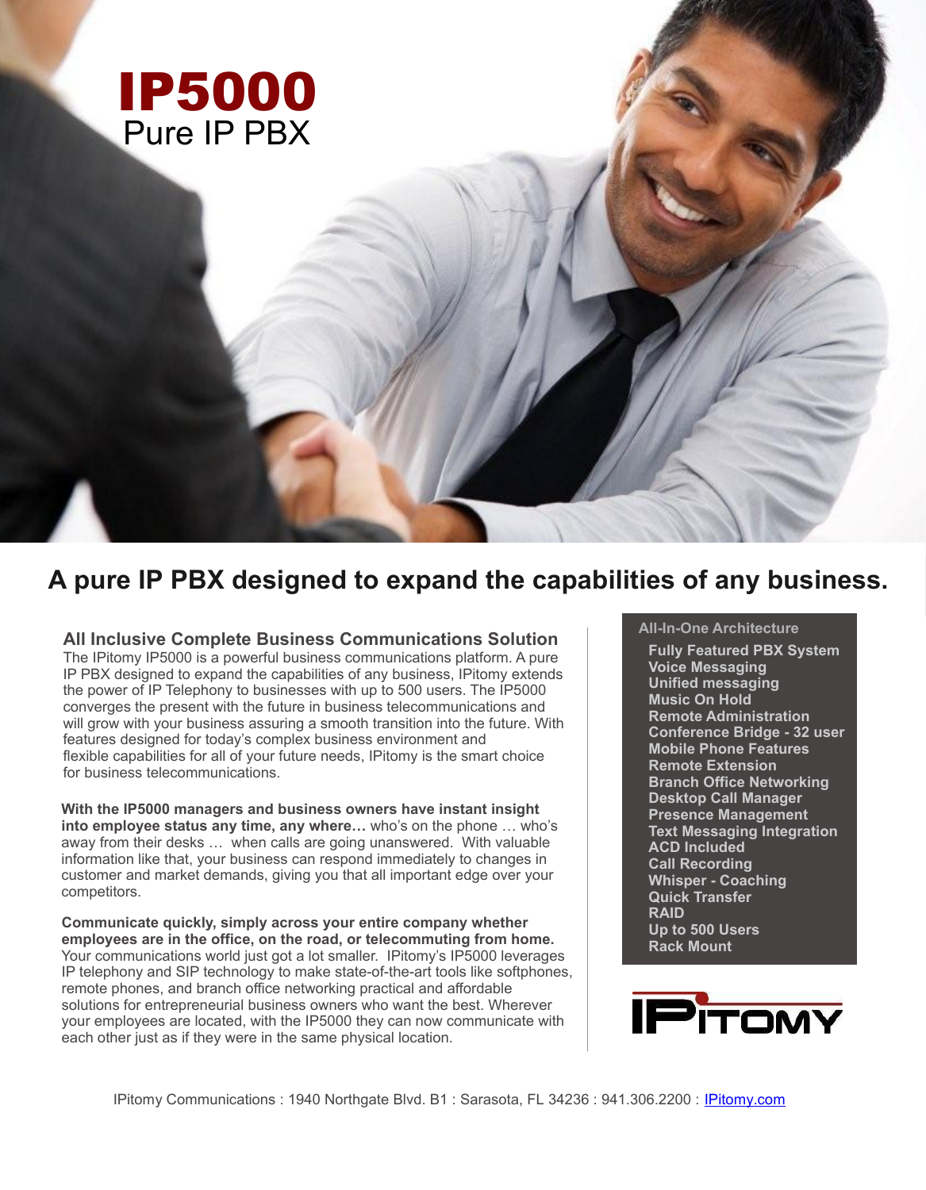# IP5000

## Pure IP PBX

## A pure IP PBX designed to expand the capabilities of any business.

### All Inclusive Complete Business Communications Solution

The IPitomy IP5000 is a powerful business communications platform. A pure IP PBX designed to expand the capabilities of any business, IPitomy extends the power of IP Telephony to businesses with up to 500 users. The IP5000 converges the present with the future in business telecommunications and will grow with your business assuring a smooth transition into the future. With features designed for today's complex business environment and flexible capabilities for all of your future needs, IPitomy is the smart choice for business telecommunications.

**With the IP5000 managers and business owners have instant insight into employee status any time, any where…** who's on the phone … who's away from their desks … when calls are going unanswered. With valuable information like that, your business can respond immediately to changes in customer and market demands, giving you that all important edge over your competitors.

**Communicate quickly, simply across your entire company whether employees are in the office, on the road, or telecommuting from home.** Your communications world just got a lot smaller. IPitomy's IP5000 leverages IP telephony and SIP technology to make state-of-the-art tools like softphones, remote phones, and branch office networking practical and affordable solutions for entrepreneurial business owners who want the best. Wherever your employees are located, with the IP5000 they can now communicate with each other just as if they were in the same physical location.

### All-In-One Architecture

- **Fully Featured PBX System**
- **Voice Messaging**
- **Unified messaging**
- **Music On Hold**
- **Remote Administration**
- **Conference Bridge - 32 user**
- **Mobile Phone Features**
- **Remote Extension**
- **Branch Office Networking**
- **Desktop Call Manager**
- **Presence Management**
- **Text Messaging Integration**
- **ACD Included**
- **Call Recording**
- **Whisper - Coaching**
- **Quick Transfer**
- **RAID**
- **Up to 500 Users**
- **Rack Mount**

IPITOMY

IPitomy Communications : 1940 Northgate Blvd. B1 : Sarasota, FL 34236 : 941.306.2200 : [IPitomy.com](http://IPitomy.com)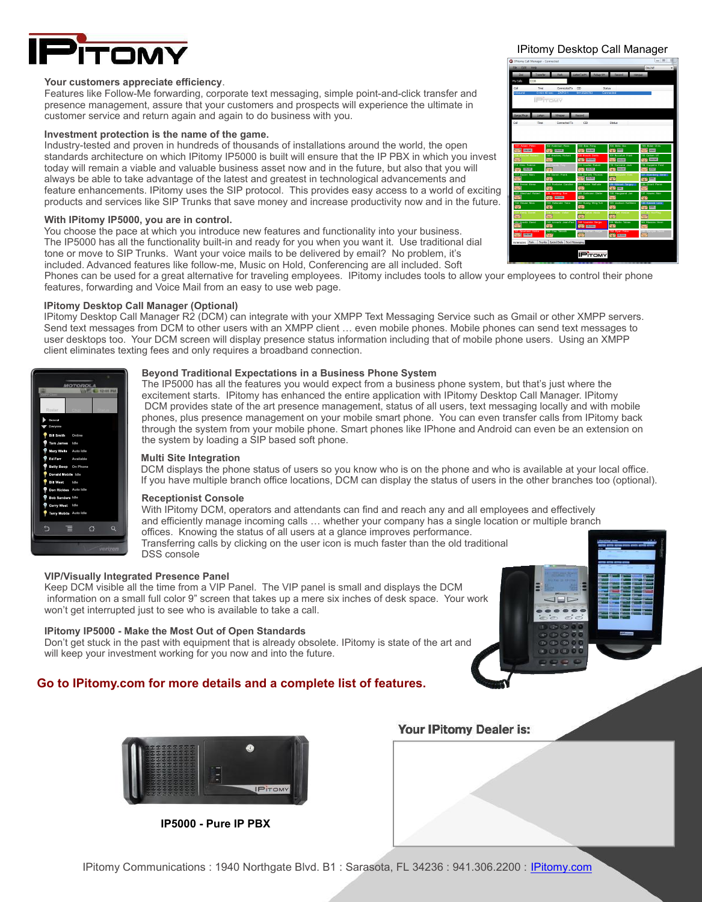IPitomy Desktop Call Manager

**Your customers appreciate efficiency**.
Features like Follow-Me forwarding, corporate text messaging, simple point-and-click transfer and presence management, assure that your customers and prospects will experience the ultimate in customer service and return again and again to do business with you.

**Investment protection is the name of the game.**
Industry-tested and proven in hundreds of thousands of installations around the world, the open standards architecture on which IPitomy IP5000 is built will ensure that the IP PBX in which you invest today will remain a viable and valuable business asset now and in the future, but also that you will always be able to take advantage of the latest and greatest in technological advancements and feature enhancements. IPitomy uses the SIP protocol. This provides easy access to a world of exciting products and services like SIP Trunks that save money and increase productivity now and in the future.

**With IPitomy IP5000, you are in control.**
You choose the pace at which you introduce new features and functionality into your business. The IP5000 has all the functionality built-in and ready for you when you want it. Use traditional dial tone or move to SIP Trunks. Want your voice mails to be delivered by email? No problem, it's included. Advanced features like follow-me, Music on Hold, Conferencing are all included. Soft Phones can be used for a great alternative for traveling employees. IPitomy includes tools to allow your employees to control their phone features, forwarding and Voice Mail from an easy to use web page.

**IPitomy Desktop Call Manager (Optional)**
IPitomy Desktop Call Manager R2 (DCM) can integrate with your XMPP Text Messaging Service such as Gmail or other XMPP servers. Send text messages from DCM to other users with an XMPP client … even mobile phones. Mobile phones can send text messages to user desktops too. Your DCM screen will display presence status information including that of mobile phone users. Using an XMPP client eliminates texting fees and only requires a broadband connection.

**Beyond Traditional Expectations in a Business Phone System**
The IP5000 has all the features you would expect from a business phone system, but that's just where the excitement starts. IPitomy has enhanced the entire application with IPitomy Desktop Call Manager. IPitomy DCM provides state of the art presence management, status of all users, text messaging locally and with mobile phones, plus presence management on your mobile smart phone. You can even transfer calls from IPitomy back through the system from your mobile phone. Smart phones like IPhone and Android can even be an extension on the system by loading a SIP based soft phone.

**Multi Site Integration**
DCM displays the phone status of users so you know who is on the phone and who is available at your local office. If you have multiple branch office locations, DCM can display the status of users in the other branches too (optional).

**Receptionist Console**
With IPitomy DCM, operators and attendants can find and reach any and all employees and effectively and efficiently manage incoming calls … whether your company has a single location or multiple branch offices. Knowing the status of all users at a glance improves performance. Transferring calls by clicking on the user icon is much faster than the old traditional DSS console

**VIP/Visually Integrated Presence Panel**
Keep DCM visible all the time from a VIP Panel. The VIP panel is small and displays the DCM information on a small full color 9" screen that takes up a mere six inches of desk space. Your work won't get interrupted just to see who is available to take a call.

**IPitomy IP5000 - Make the Most Out of Open Standards**
Don't get stuck in the past with equipment that is already obsolete. IPitomy is state of the art and will keep your investment working for you now and into the future.

**Go to IPitomy.com for more details and a complete list of features.**

**IP5000 - Pure IP PBX**

**Your IPitomy Dealer is:**

IPitomy Communications : 1940 Northgate Blvd. B1 : Sarasota, FL 34236 : 941.306.2200 : IPitomy.com